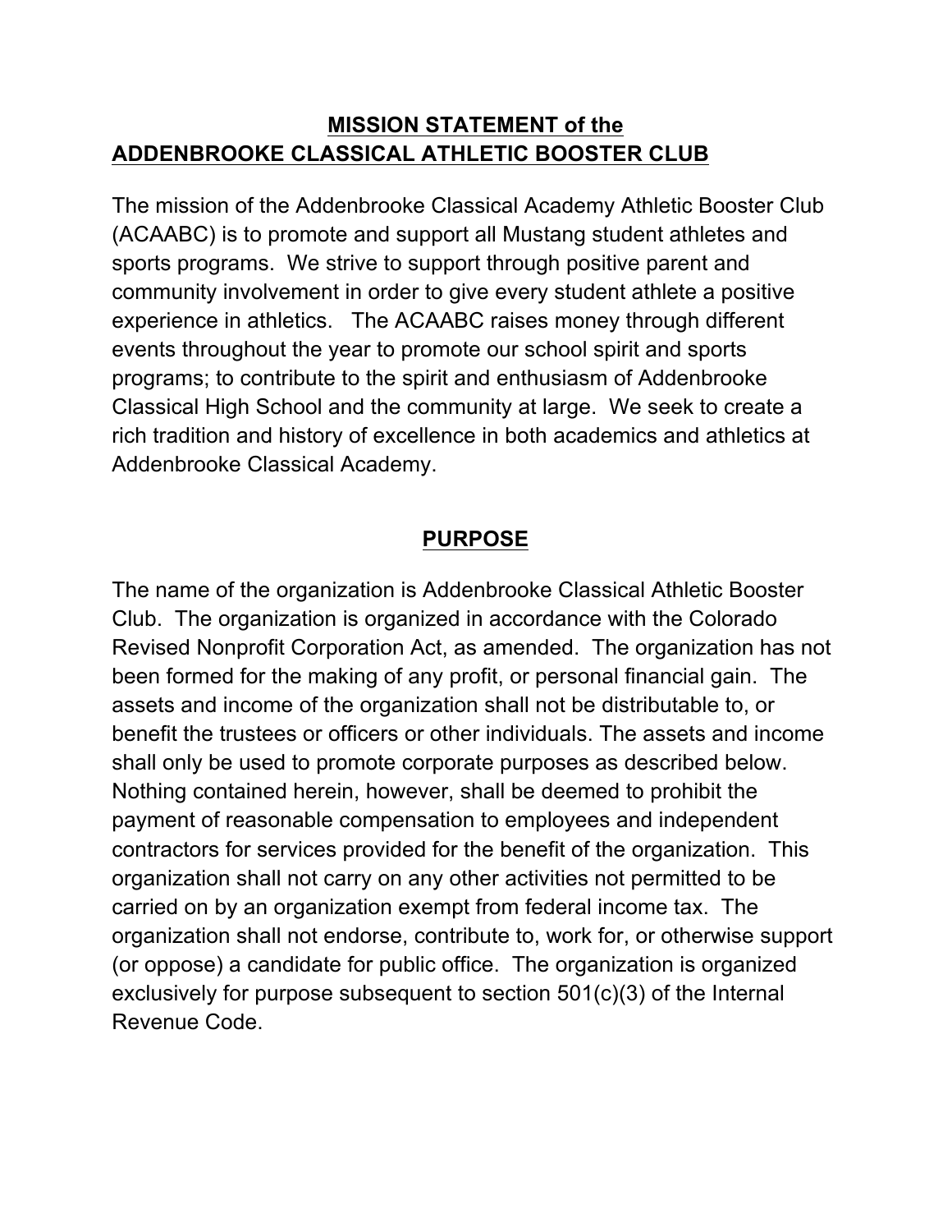# **MISSION STATEMENT of the ADDENBROOKE CLASSICAL ATHLETIC BOOSTER CLUB**

The mission of the Addenbrooke Classical Academy Athletic Booster Club (ACAABC) is to promote and support all Mustang student athletes and sports programs. We strive to support through positive parent and community involvement in order to give every student athlete a positive experience in athletics. The ACAABC raises money through different events throughout the year to promote our school spirit and sports programs; to contribute to the spirit and enthusiasm of Addenbrooke Classical High School and the community at large. We seek to create a rich tradition and history of excellence in both academics and athletics at Addenbrooke Classical Academy.

## **PURPOSE**

The name of the organization is Addenbrooke Classical Athletic Booster Club. The organization is organized in accordance with the Colorado Revised Nonprofit Corporation Act, as amended. The organization has not been formed for the making of any profit, or personal financial gain. The assets and income of the organization shall not be distributable to, or benefit the trustees or officers or other individuals. The assets and income shall only be used to promote corporate purposes as described below. Nothing contained herein, however, shall be deemed to prohibit the payment of reasonable compensation to employees and independent contractors for services provided for the benefit of the organization. This organization shall not carry on any other activities not permitted to be carried on by an organization exempt from federal income tax. The organization shall not endorse, contribute to, work for, or otherwise support (or oppose) a candidate for public office. The organization is organized exclusively for purpose subsequent to section 501(c)(3) of the Internal Revenue Code.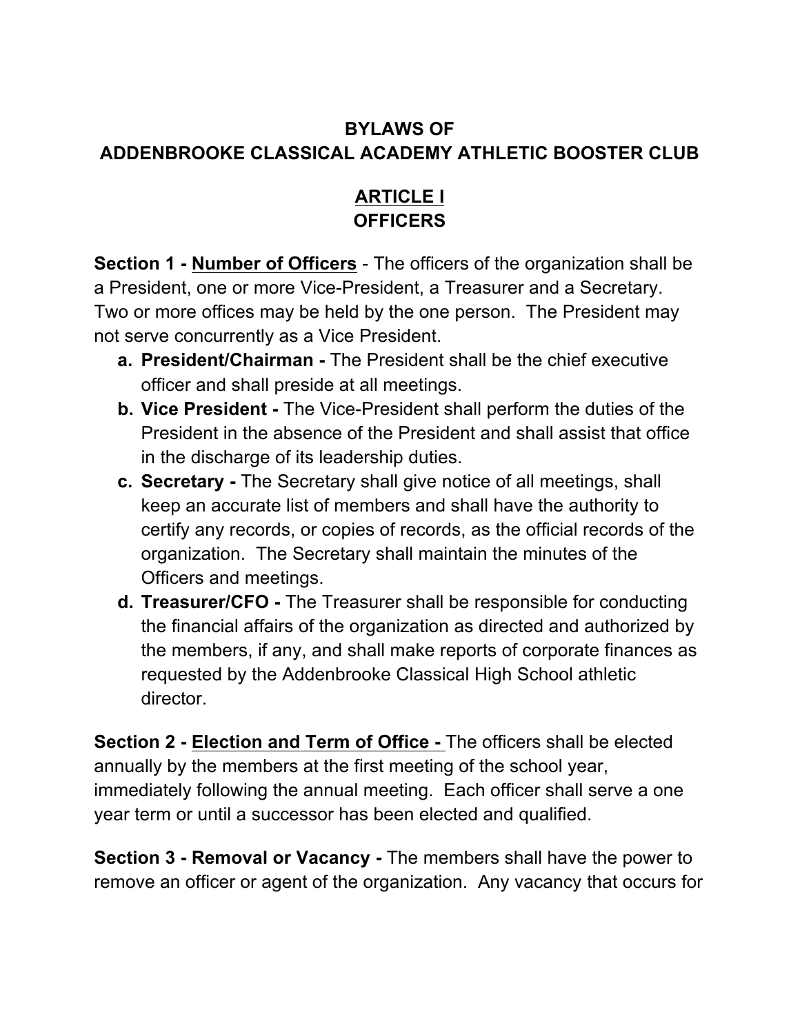# BYLAWS OF
# ADDENBROOKE CLASSICAL ACADEMY ATHLETIC BOOSTER CLUB

## ARTICLE I
## OFFICERS

**Section 1 - Number of Officers** - The officers of the organization shall be a President, one or more Vice-President, a Treasurer and a Secretary. Two or more offices may be held by the one person. The President may not serve concurrently as a Vice President.

a. **President/Chairman -** The President shall be the chief executive officer and shall preside at all meetings.
b. **Vice President -** The Vice-President shall perform the duties of the President in the absence of the President and shall assist that office in the discharge of its leadership duties.
c. **Secretary -** The Secretary shall give notice of all meetings, shall keep an accurate list of members and shall have the authority to certify any records, or copies of records, as the official records of the organization. The Secretary shall maintain the minutes of the Officers and meetings.
d. **Treasurer/CFO -** The Treasurer shall be responsible for conducting the financial affairs of the organization as directed and authorized by the members, if any, and shall make reports of corporate finances as requested by the Addenbrooke Classical High School athletic director.

**Section 2 - Election and Term of Office -** The officers shall be elected annually by the members at the first meeting of the school year, immediately following the annual meeting. Each officer shall serve a one year term or until a successor has been elected and qualified.

**Section 3 - Removal or Vacancy -** The members shall have the power to remove an officer or agent of the organization. Any vacancy that occurs for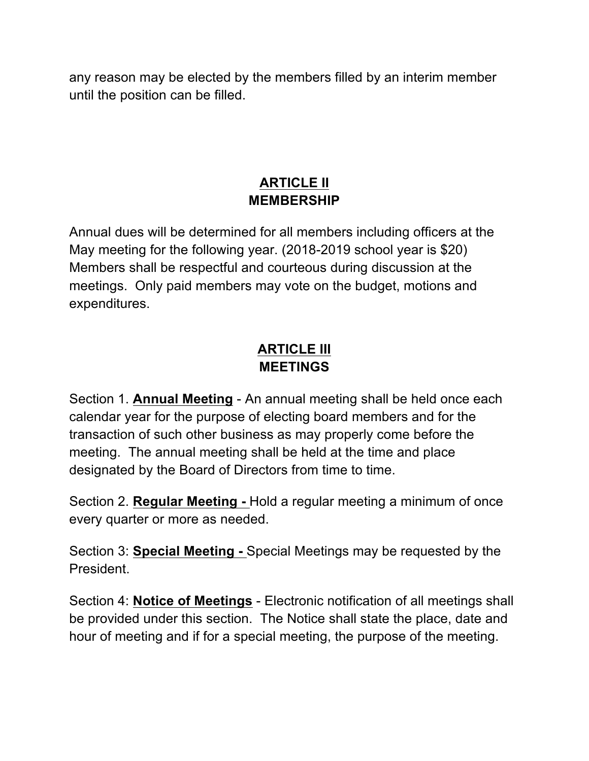any reason may be elected by the members filled by an interim member until the position can be filled.

## ARTICLE II
## MEMBERSHIP

Annual dues will be determined for all members including officers at the May meeting for the following year. (2018-2019 school year is $20) Members shall be respectful and courteous during discussion at the meetings. Only paid members may vote on the budget, motions and expenditures.

## ARTICLE III
## MEETINGS

Section 1. **Annual Meeting** - An annual meeting shall be held once each calendar year for the purpose of electing board members and for the transaction of such other business as may properly come before the meeting. The annual meeting shall be held at the time and place designated by the Board of Directors from time to time.

Section 2. **Regular Meeting -** Hold a regular meeting a minimum of once every quarter or more as needed.

Section 3: **Special Meeting -** Special Meetings may be requested by the President.

Section 4: **Notice of Meetings** - Electronic notification of all meetings shall be provided under this section. The Notice shall state the place, date and hour of meeting and if for a special meeting, the purpose of the meeting.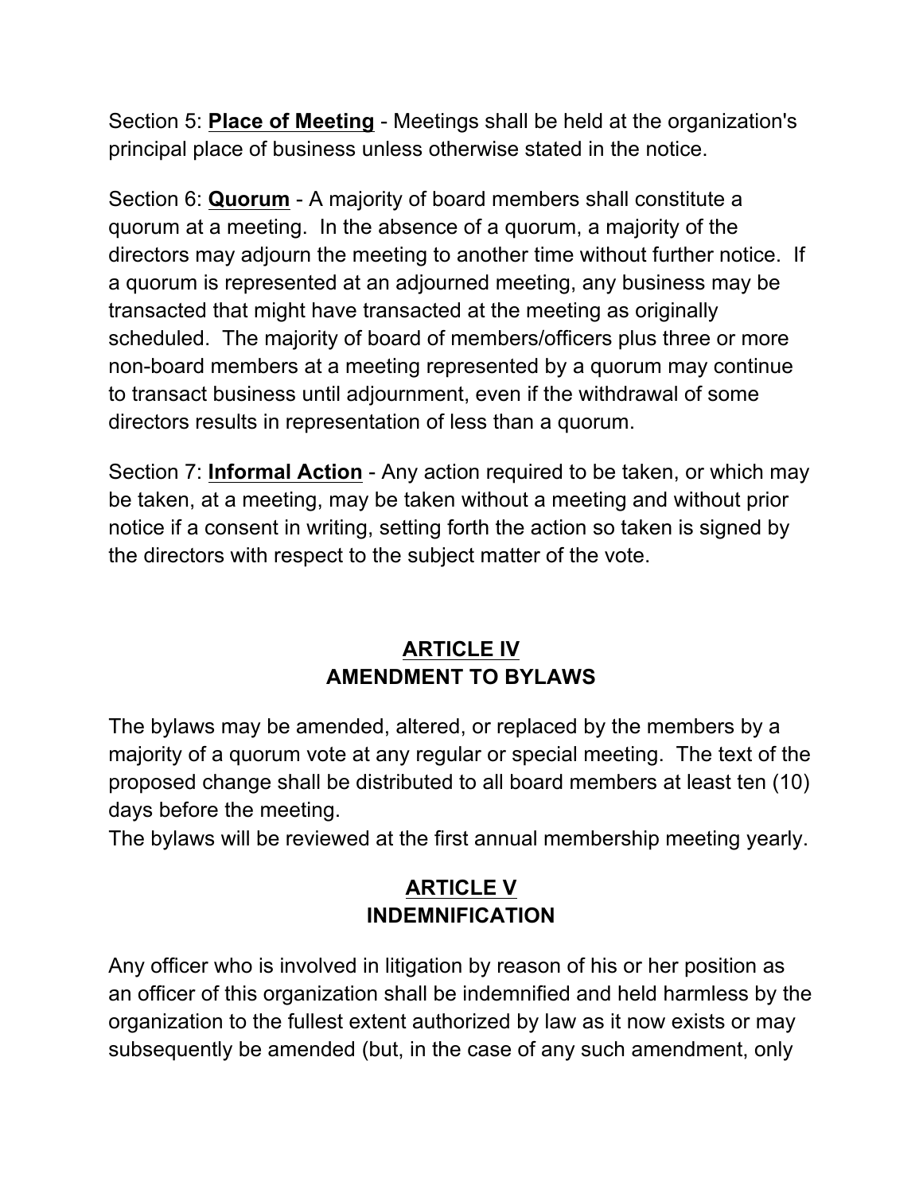Section 5: **Place of Meeting** - Meetings shall be held at the organization's principal place of business unless otherwise stated in the notice.

Section 6: **Quorum** - A majority of board members shall constitute a quorum at a meeting. In the absence of a quorum, a majority of the directors may adjourn the meeting to another time without further notice. If a quorum is represented at an adjourned meeting, any business may be transacted that might have transacted at the meeting as originally scheduled. The majority of board of members/officers plus three or more non-board members at a meeting represented by a quorum may continue to transact business until adjournment, even if the withdrawal of some directors results in representation of less than a quorum.

Section 7: **Informal Action** - Any action required to be taken, or which may be taken, at a meeting, may be taken without a meeting and without prior notice if a consent in writing, setting forth the action so taken is signed by the directors with respect to the subject matter of the vote.

## ARTICLE IV
## AMENDMENT TO BYLAWS

The bylaws may be amended, altered, or replaced by the members by a majority of a quorum vote at any regular or special meeting. The text of the proposed change shall be distributed to all board members at least ten (10) days before the meeting.
The bylaws will be reviewed at the first annual membership meeting yearly.

## ARTICLE V
## INDEMNIFICATION

Any officer who is involved in litigation by reason of his or her position as an officer of this organization shall be indemnified and held harmless by the organization to the fullest extent authorized by law as it now exists or may subsequently be amended (but, in the case of any such amendment, only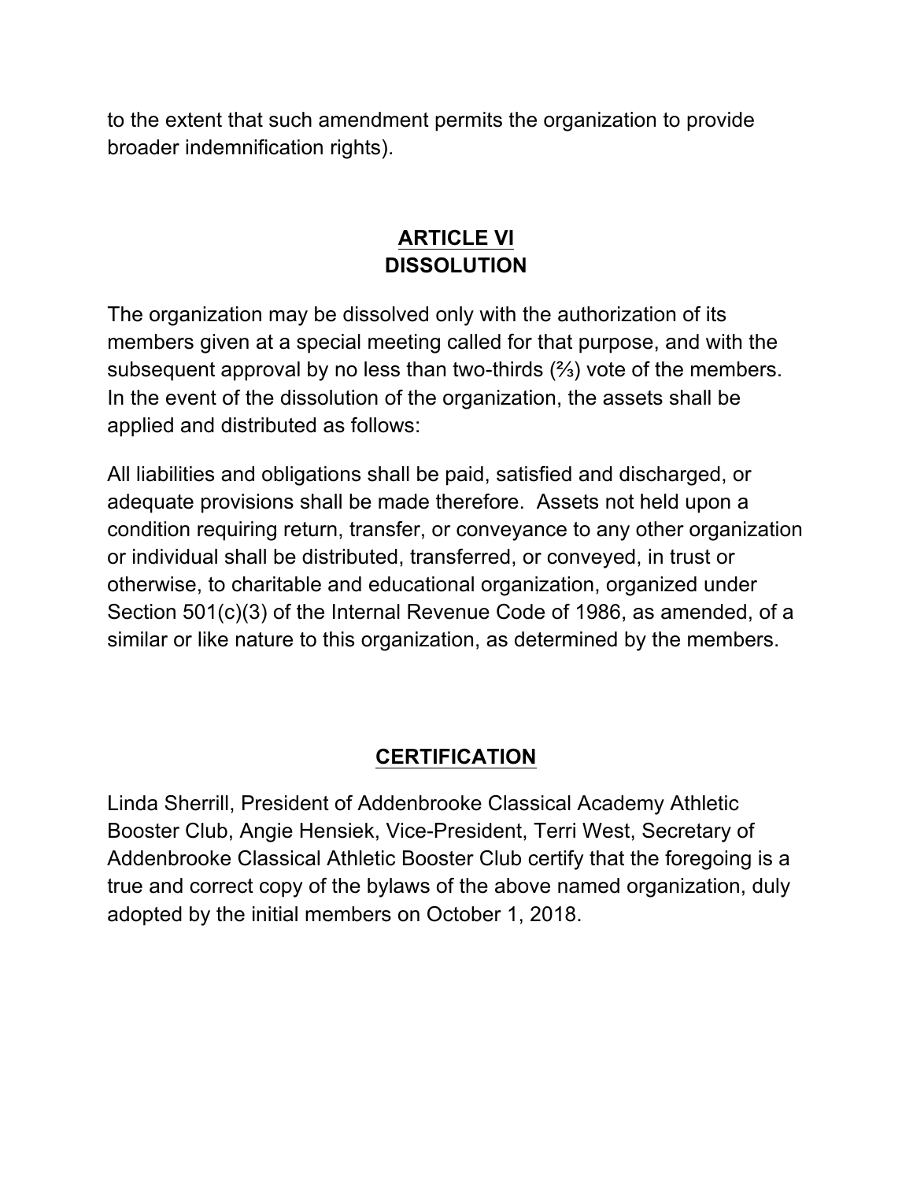to the extent that such amendment permits the organization to provide broader indemnification rights).

## ARTICLE VI
## DISSOLUTION

The organization may be dissolved only with the authorization of its members given at a special meeting called for that purpose, and with the subsequent approval by no less than two-thirds (⅔) vote of the members. In the event of the dissolution of the organization, the assets shall be applied and distributed as follows:

All liabilities and obligations shall be paid, satisfied and discharged, or adequate provisions shall be made therefore. Assets not held upon a condition requiring return, transfer, or conveyance to any other organization or individual shall be distributed, transferred, or conveyed, in trust or otherwise, to charitable and educational organization, organized under Section 501(c)(3) of the Internal Revenue Code of 1986, as amended, of a similar or like nature to this organization, as determined by the members.

## CERTIFICATION

Linda Sherrill, President of Addenbrooke Classical Academy Athletic Booster Club, Angie Hensiek, Vice-President, Terri West, Secretary of Addenbrooke Classical Athletic Booster Club certify that the foregoing is a true and correct copy of the bylaws of the above named organization, duly adopted by the initial members on October 1, 2018.